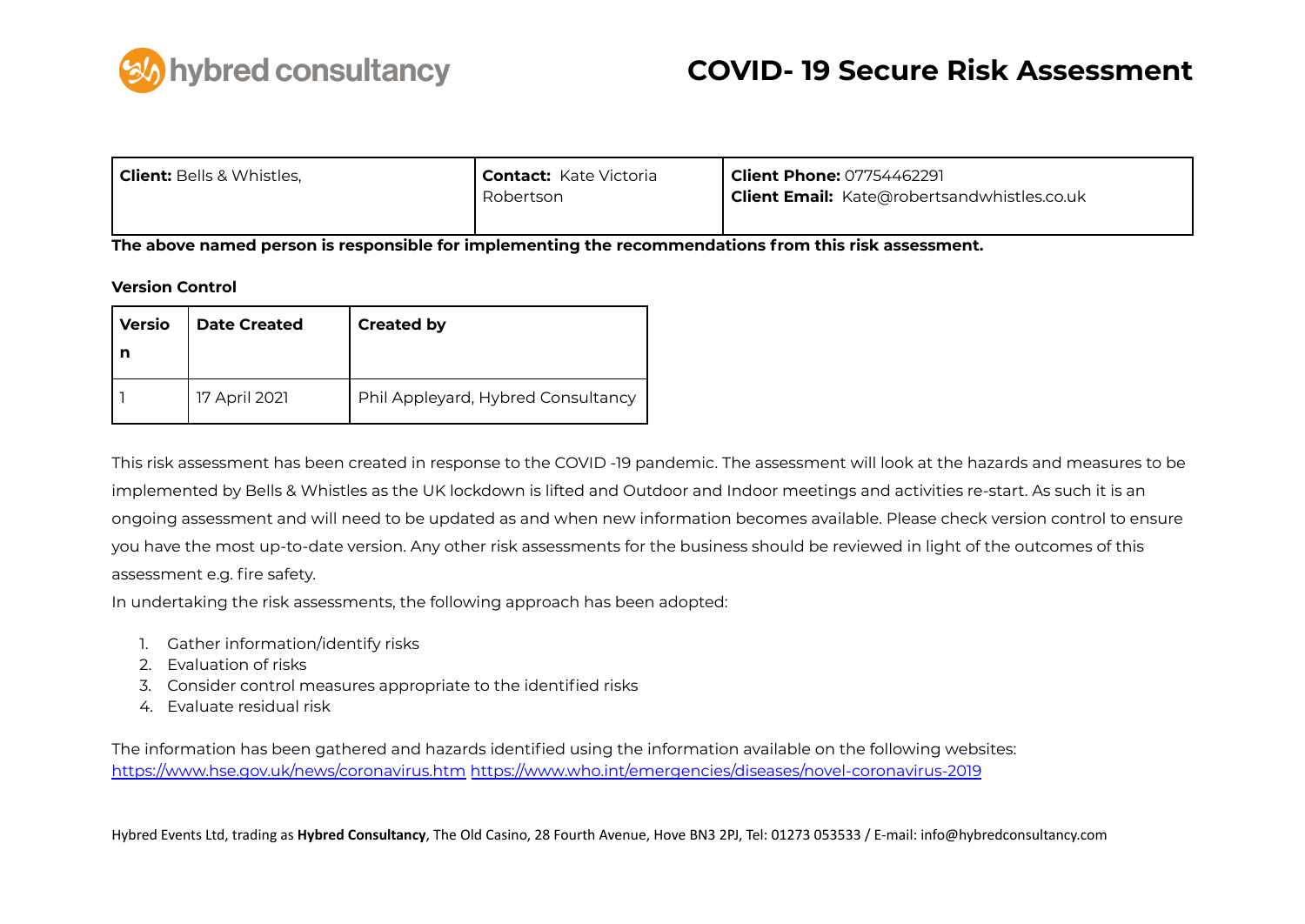# COVID- 19 Secure Risk Assessment

| **Client:** Bells & Whistles, | **Contact:** Kate Victoria Robertson | **Client Phone:** 07754462291<br>**Client Email:** Kate@robertsandwhistles.co.uk |
|---|---|---|

**The above named person is responsible for implementing the recommendations from this risk assessment.**

**Version Control**

| Version | Date Created | Created by |
|---|---|---|
| 1 | 17 April 2021 | Phil Appleyard, Hybred Consultancy |

This risk assessment has been created in response to the COVID -19 pandemic. The assessment will look at the hazards and measures to be implemented by Bells & Whistles as the UK lockdown is lifted and Outdoor and Indoor meetings and activities re-start. As such it is an ongoing assessment and will need to be updated as and when new information becomes available. Please check version control to ensure you have the most up-to-date version. Any other risk assessments for the business should be reviewed in light of the outcomes of this assessment e.g. fire safety.

In undertaking the risk assessments, the following approach has been adopted:

1. Gather information/identify risks
2. Evaluation of risks
3. Consider control measures appropriate to the identified risks
4. Evaluate residual risk

The information has been gathered and hazards identified using the information available on the following websites: https://www.hse.gov.uk/news/coronavirus.htm https://www.who.int/emergencies/diseases/novel-coronavirus-2019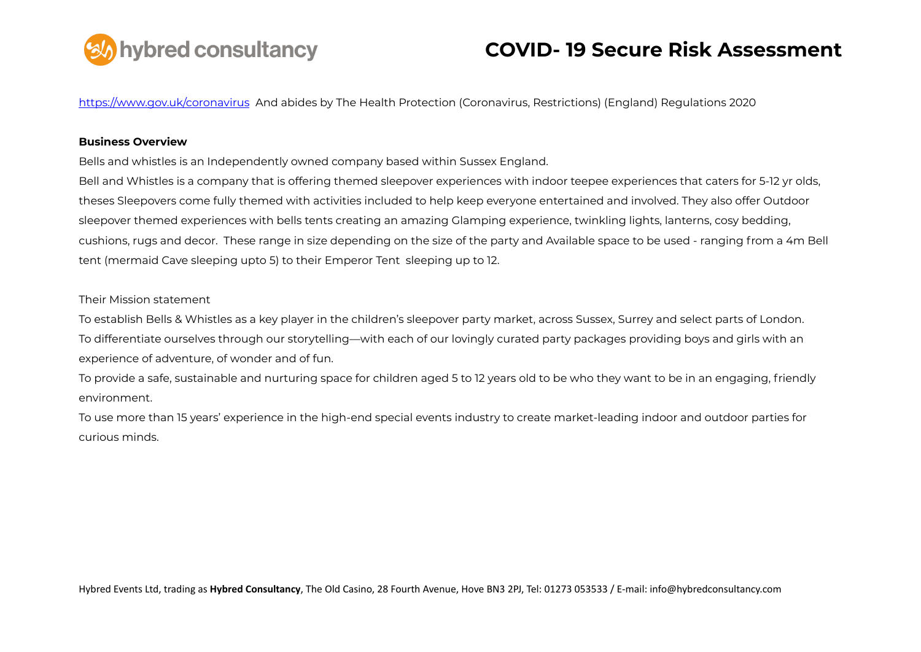# COVID- 19 Secure Risk Assessment

https://www.gov.uk/coronavirus And abides by The Health Protection (Coronavirus, Restrictions) (England) Regulations 2020

**Business Overview**

Bells and whistles is an Independently owned company based within Sussex England.

Bell and Whistles is a company that is offering themed sleepover experiences with indoor teepee experiences that caters for 5-12 yr olds, theses Sleepovers come fully themed with activities included to help keep everyone entertained and involved. They also offer Outdoor sleepover themed experiences with bells tents creating an amazing Glamping experience, twinkling lights, lanterns, cosy bedding, cushions, rugs and decor. These range in size depending on the size of the party and Available space to be used - ranging from a 4m Bell tent (mermaid Cave sleeping upto 5) to their Emperor Tent sleeping up to 12.

Their Mission statement

To establish Bells & Whistles as a key player in the children's sleepover party market, across Sussex, Surrey and select parts of London.

To differentiate ourselves through our storytelling—with each of our lovingly curated party packages providing boys and girls with an experience of adventure, of wonder and of fun.

To provide a safe, sustainable and nurturing space for children aged 5 to 12 years old to be who they want to be in an engaging, friendly environment.

To use more than 15 years' experience in the high-end special events industry to create market-leading indoor and outdoor parties for curious minds.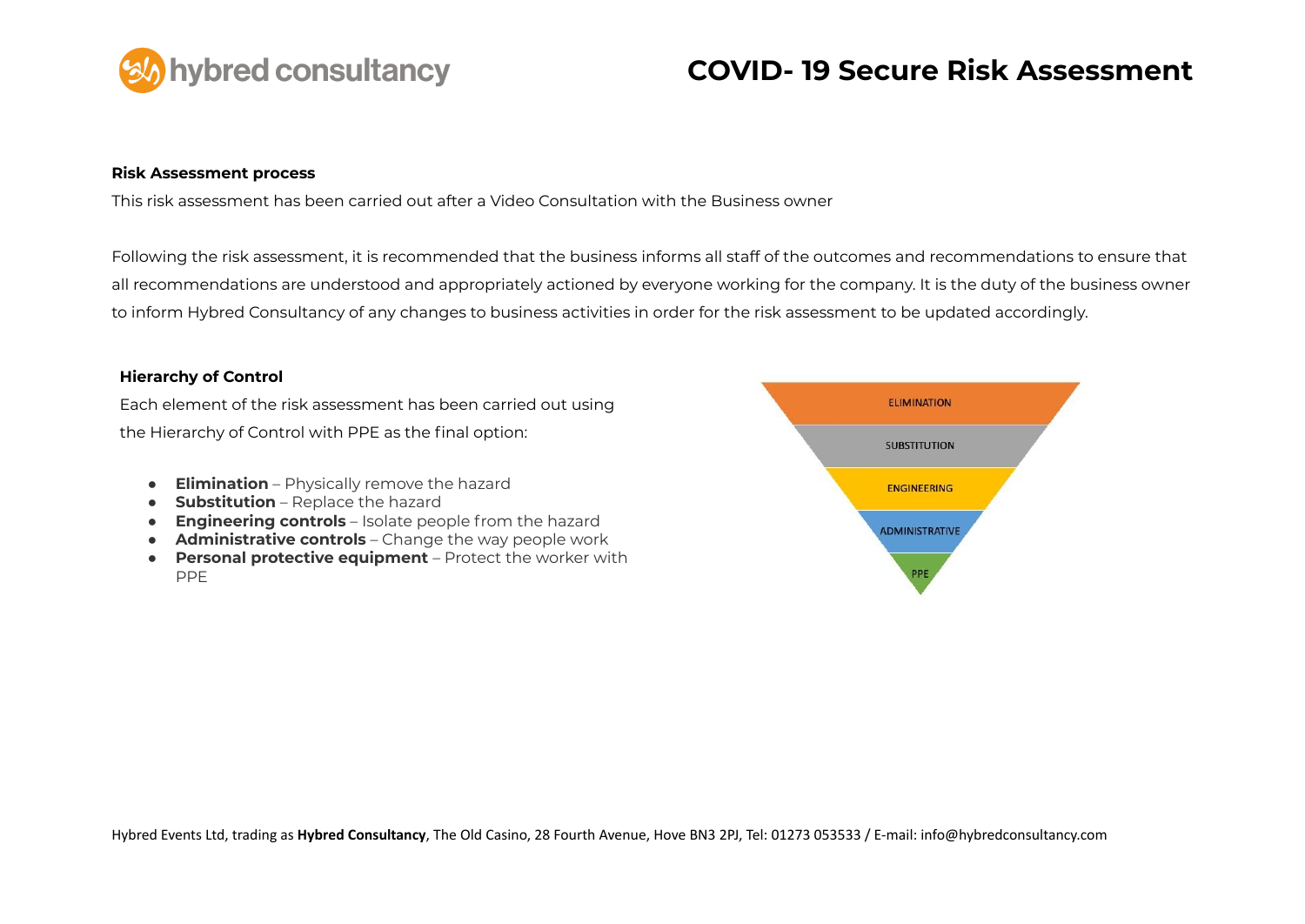## Risk Assessment process

This risk assessment has been carried out after a Video Consultation with the Business owner

Following the risk assessment, it is recommended that the business informs all staff of the outcomes and recommendations to ensure that all recommendations are understood and appropriately actioned by everyone working for the company. It is the duty of the business owner to inform Hybred Consultancy of any changes to business activities in order for the risk assessment to be updated accordingly.

## Hierarchy of Control

Each element of the risk assessment has been carried out using the Hierarchy of Control with PPE as the final option:

- **Elimination** – Physically remove the hazard
- **Substitution** – Replace the hazard
- **Engineering controls** – Isolate people from the hazard
- **Administrative controls** – Change the way people work
- **Personal protective equipment** – Protect the worker with PPE

ELIMINATION

SUBSTITUTION

ENGINEERING

ADMINISTRATIVE

PPE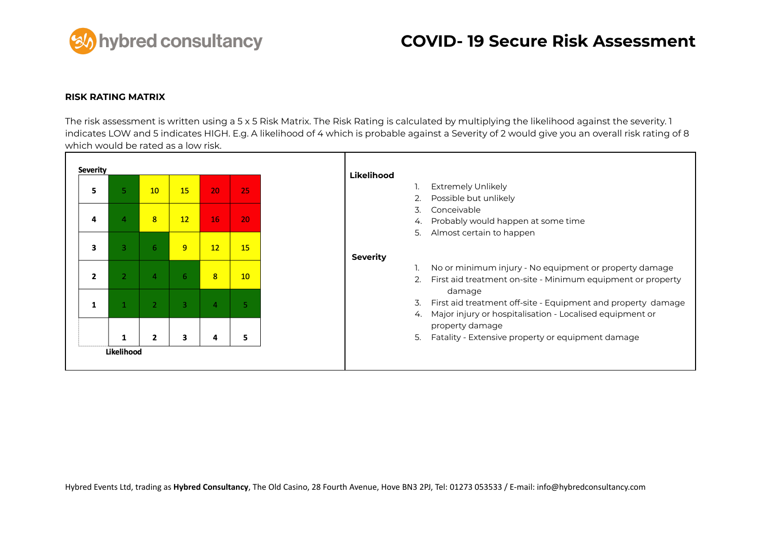### RISK RATING MATRIX

The risk assessment is written using a 5 x 5 Risk Matrix. The Risk Rating is calculated by multiplying the likelihood against the severity. 1 indicates LOW and 5 indicates HIGH. E.g. A likelihood of 4 which is probable against a Severity of 2 would give you an overall risk rating of 8 which would be rated as a low risk.

| Severity | | | | | |
|---|---|---|---|---|---|
| **5** | 5 | 10 | 15 | 20 | 25 |
| **4** | 4 | 8 | 12 | 16 | 20 |
| **3** | 3 | 6 | 9 | 12 | 15 |
| **2** | 2 | 4 | 6 | 8 | 10 |
| **1** | 1 | 2 | 3 | 4 | 5 |
| | **1** | **2** | **3** | **4** | **5** |
| | **Likelihood** | | | | |

**Likelihood**

1. Extremely Unlikely
2. Possible but unlikely
3. Conceivable
4. Probably would happen at some time
5. Almost certain to happen

**Severity**

1. No or minimum injury - No equipment or property damage
2. First aid treatment on-site - Minimum equipment or property damage
3. First aid treatment off-site - Equipment and property damage
4. Major injury or hospitalisation - Localised equipment or property damage
5. Fatality - Extensive property or equipment damage

Hybred Events Ltd, trading as **Hybred Consultancy**, The Old Casino, 28 Fourth Avenue, Hove BN3 2PJ, Tel: 01273 053533 / E-mail: info@hybredconsultancy.com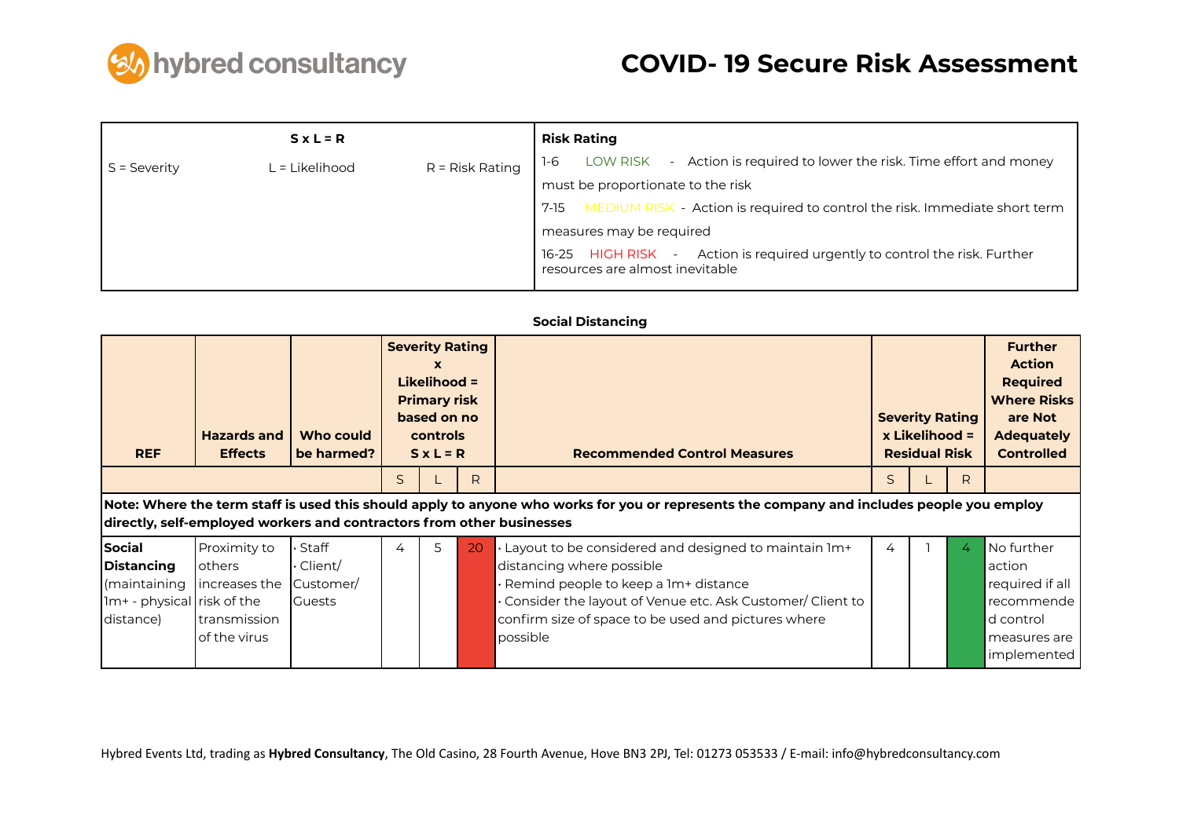# COVID- 19 Secure Risk Assessment

| **S x L = R** | | | **Risk Rating** |
|---|---|---|---|
| S = Severity | L = Likelihood | R = Risk Rating | 1-6 LOW RISK - Action is required to lower the risk. Time effort and money must be proportionate to the risk<br>7-15 MEDIUM RISK - Action is required to control the risk. Immediate short term measures may be required<br>16-25 HIGH RISK - Action is required urgently to control the risk. Further resources are almost inevitable |

**Social Distancing**

| **REF** | **Hazards and Effects** | **Who could be harmed?** | **Severity Rating x Likelihood = Primary risk based on no controls S x L = R** | | | **Recommended Control Measures** | **Severity Rating x Likelihood = Residual Risk** | | | **Further Action Required Where Risks are Not Adequately Controlled** |
|---|---|---|---|---|---|---|---|---|---|---|
| | | | S | L | R | | S | L | R | |
| **Note: Where the term staff is used this should apply to anyone who works for you or represents the company and includes people you employ directly, self-employed workers and contractors from other businesses** | | | | | | | | | | |
| **Social Distancing** (maintaining 1m+ - physical distance) | Proximity to others increases the risk of the transmission of the virus | · Staff<br>· Client/ Customer/ Guests | 4 | 5 | 20 | · Layout to be considered and designed to maintain 1m+ distancing where possible<br>· Remind people to keep a 1m+ distance<br>· Consider the layout of Venue etc. Ask Customer/ Client to confirm size of space to be used and pictures where possible | 4 | 1 | 4 | No further action required if all recommended control measures are implemented |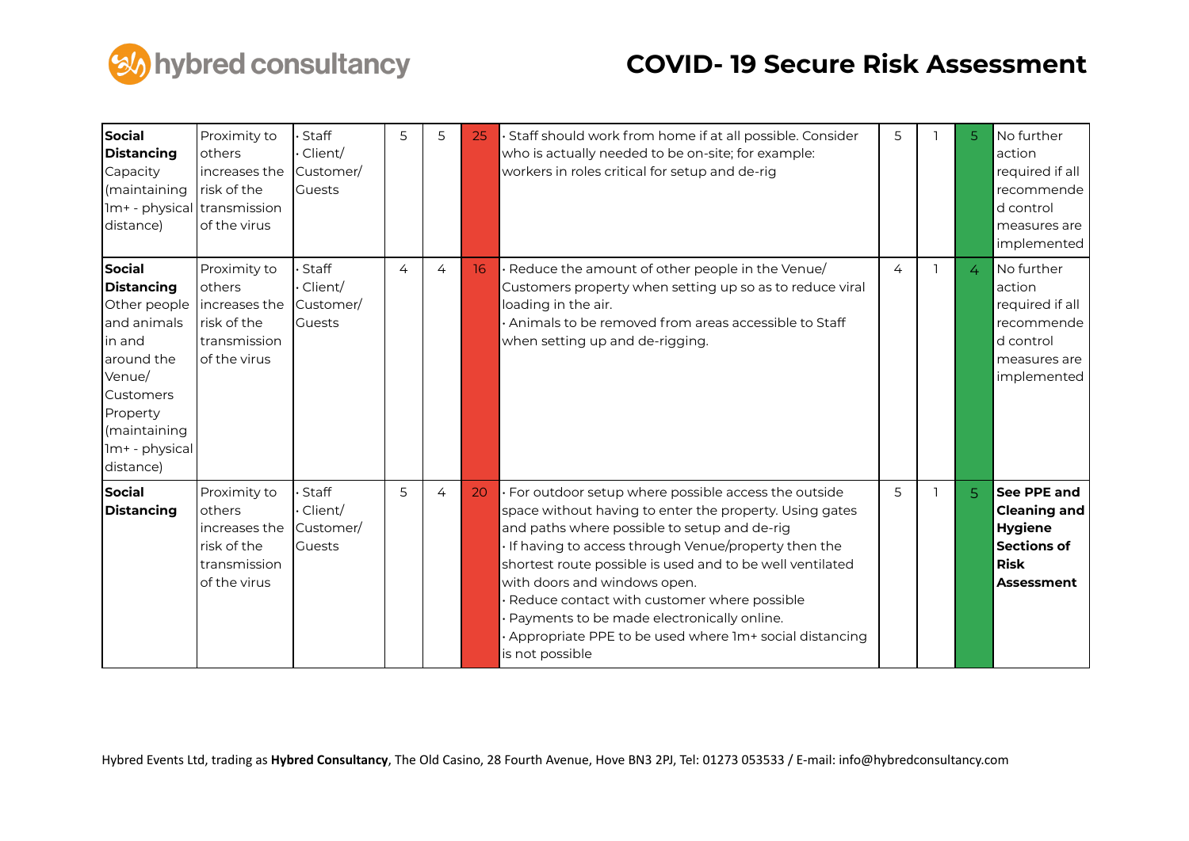# COVID- 19 Secure Risk Assessment

| | | | | | | | | | | |
|---|---|---|---|---|---|---|---|---|---|---|
| **Social Distancing** Capacity (maintaining 1m+ - physical distance) | Proximity to others increases the risk of the transmission of the virus | · Staff<br>· Client/ Customer/ Guests | 5 | 5 | 25 | · Staff should work from home if at all possible. Consider who is actually needed to be on-site; for example: workers in roles critical for setup and de-rig | 5 | 1 | 5 | No further action required if all recommended control measures are implemented |
| **Social Distancing** Other people and animals in and around the Venue/ Customers Property (maintaining 1m+ - physical distance) | Proximity to others increases the risk of the transmission of the virus | · Staff<br>· Client/ Customer/ Guests | 4 | 4 | 16 | · Reduce the amount of other people in the Venue/ Customers property when setting up so as to reduce viral loading in the air.<br>· Animals to be removed from areas accessible to Staff when setting up and de-rigging. | 4 | 1 | 4 | No further action required if all recommended control measures are implemented |
| **Social Distancing** | Proximity to others increases the risk of the transmission of the virus | · Staff<br>· Client/ Customer/ Guests | 5 | 4 | 20 | · For outdoor setup where possible access the outside space without having to enter the property. Using gates and paths where possible to setup and de-rig<br>· If having to access through Venue/property then the shortest route possible is used and to be well ventilated with doors and windows open.<br>· Reduce contact with customer where possible<br>· Payments to be made electronically online.<br>· Appropriate PPE to be used where 1m+ social distancing is not possible | 5 | 1 | 5 | **See PPE and Cleaning and Hygiene Sections of Risk Assessment** |

Hybred Events Ltd, trading as **Hybred Consultancy**, The Old Casino, 28 Fourth Avenue, Hove BN3 2PJ, Tel: 01273 053533 / E-mail: info@hybredconsultancy.com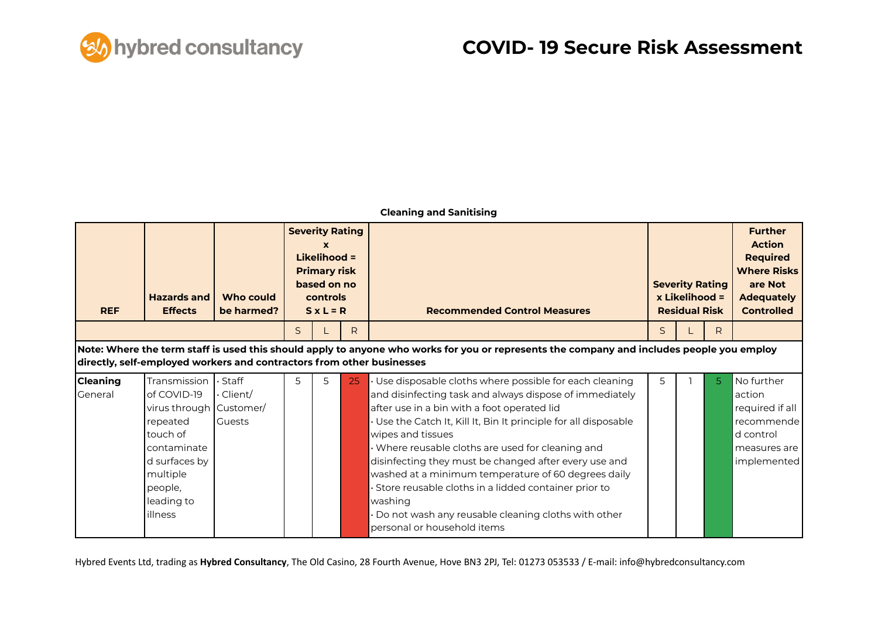# COVID- 19 Secure Risk Assessment

**Cleaning and Sanitising**

| REF | Hazards and Effects | Who could be harmed? | Severity Rating x Likelihood = Primary risk based on no controls S x L = R | | | Recommended Control Measures | Severity Rating x Likelihood = Residual Risk | | | Further Action Required Where Risks are Not Adequately Controlled |
|---|---|---|---|---|---|---|---|---|---|---|
| | | | S | L | R | | S | L | R | |
| **Note: Where the term staff is used this should apply to anyone who works for you or represents the company and includes people you employ directly, self-employed workers and contractors from other businesses** | | | | | | | | | | |
| **Cleaning** General | Transmission of COVID-19 virus through repeated touch of contaminated surfaces by multiple people, leading to illness | · Staff<br>· Client/ Customer/ Guests | 5 | 5 | 25 | · Use disposable cloths where possible for each cleaning and disinfecting task and always dispose of immediately after use in a bin with a foot operated lid<br>· Use the Catch It, Kill It, Bin It principle for all disposable wipes and tissues<br>· Where reusable cloths are used for cleaning and disinfecting they must be changed after every use and washed at a minimum temperature of 60 degrees daily<br>· Store reusable cloths in a lidded container prior to washing<br>· Do not wash any reusable cleaning cloths with other personal or household items | 5 | 1 | 5 | No further action required if all recommended control measures are implemented |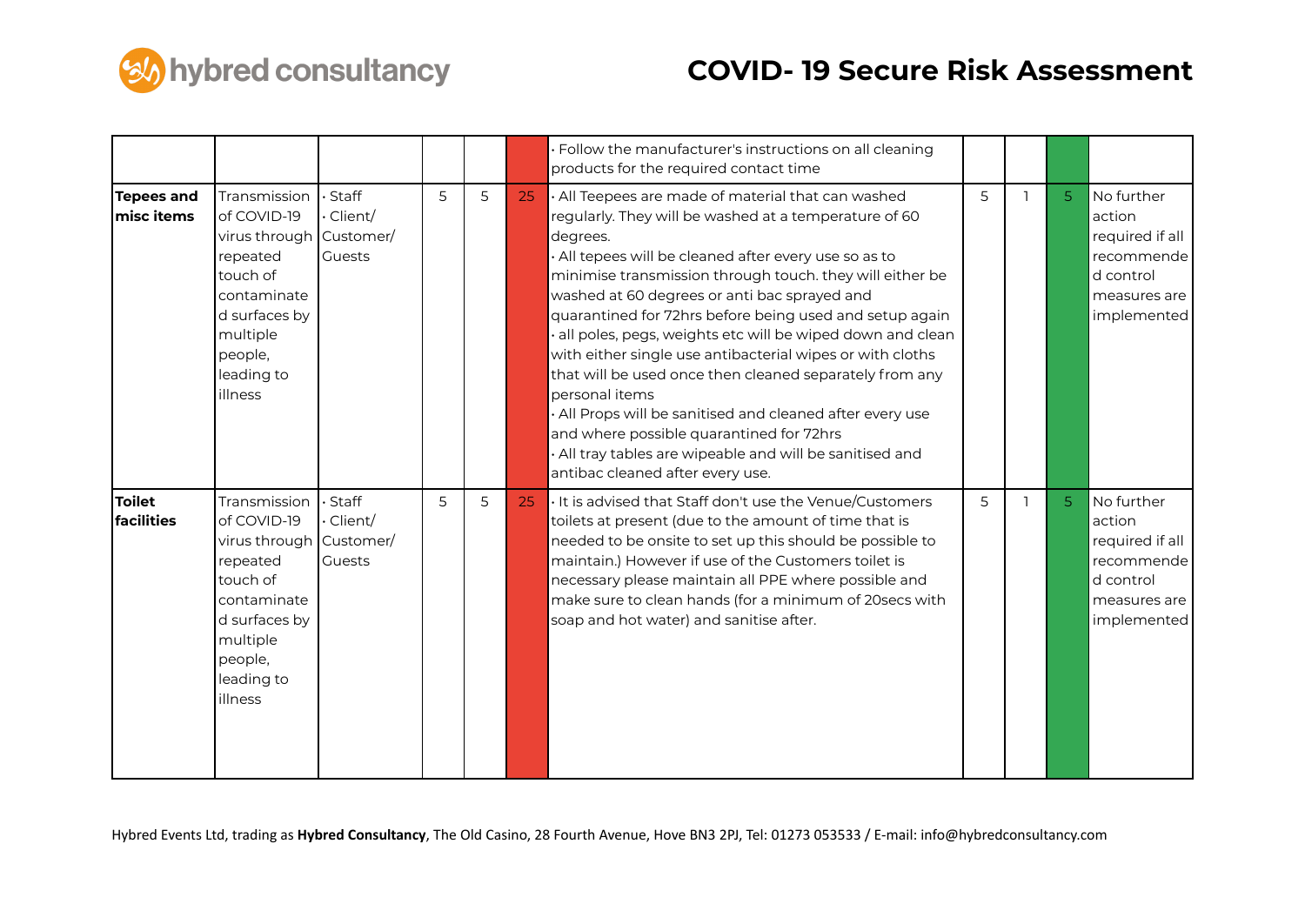| | | | | | | | | | | |
|---|---|---|---|---|---|---|---|---|---|---|
| | | | | | | · Follow the manufacturer's instructions on all cleaning products for the required contact time | | | | |
| **Tepees and misc items** | Transmission of COVID-19 virus through repeated touch of contaminated surfaces by multiple people, leading to illness | · Staff<br>· Client/ Customer/ Guests | 5 | 5 | 25 | · All Teepees are made of material that can washed regularly. They will be washed at a temperature of 60 degrees.<br>· All tepees will be cleaned after every use so as to minimise transmission through touch. they will either be washed at 60 degrees or anti bac sprayed and quarantined for 72hrs before being used and setup again<br>· all poles, pegs, weights etc will be wiped down and clean with either single use antibacterial wipes or with cloths that will be used once then cleaned separately from any personal items<br>· All Props will be sanitised and cleaned after every use and where possible quarantined for 72hrs<br>· All tray tables are wipeable and will be sanitised and antibac cleaned after every use. | 5 | 1 | 5 | No further action required if all recommended control measures are implemented |
| **Toilet facilities** | Transmission of COVID-19 virus through repeated touch of contaminated surfaces by multiple people, leading to illness | · Staff<br>· Client/ Customer/ Guests | 5 | 5 | 25 | · It is advised that Staff don't use the Venue/Customers toilets at present (due to the amount of time that is needed to be onsite to set up this should be possible to maintain.) However if use of the Customers toilet is necessary please maintain all PPE where possible and make sure to clean hands (for a minimum of 20secs with soap and hot water) and sanitise after. | 5 | 1 | 5 | No further action required if all recommended control measures are implemented |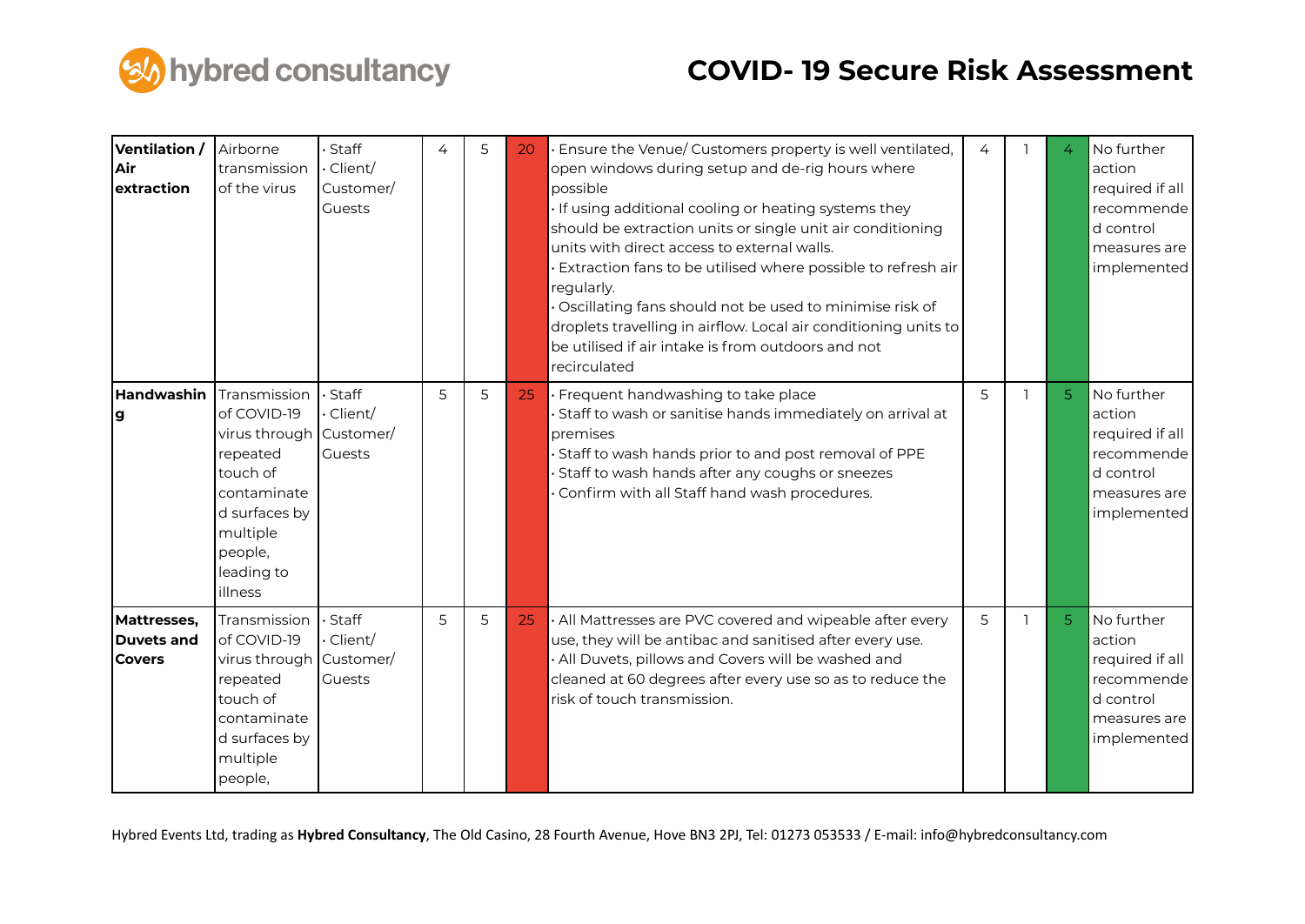| **Ventilation / Air extraction** | Airborne transmission of the virus | · Staff<br>· Client/ Customer/ Guests | 4 | 5 | 20 | · Ensure the Venue/ Customers property is well ventilated, open windows during setup and de-rig hours where possible<br>· If using additional cooling or heating systems they should be extraction units or single unit air conditioning units with direct access to external walls.<br>· Extraction fans to be utilised where possible to refresh air regularly.<br>· Oscillating fans should not be used to minimise risk of droplets travelling in airflow. Local air conditioning units to be utilised if air intake is from outdoors and not recirculated | 4 | 1 | 4 | No further action required if all recommended control measures are implemented |
|---|---|---|---|---|---|---|---|---|---|---|
| **Handwashing** | Transmission of COVID-19 virus through repeated touch of contaminated surfaces by multiple people, leading to illness | · Staff<br>· Client/ Customer/ Guests | 5 | 5 | 25 | · Frequent handwashing to take place<br>· Staff to wash or sanitise hands immediately on arrival at premises<br>· Staff to wash hands prior to and post removal of PPE<br>· Staff to wash hands after any coughs or sneezes<br>· Confirm with all Staff hand wash procedures. | 5 | 1 | 5 | No further action required if all recommended control measures are implemented |
| **Mattresses, Duvets and Covers** | Transmission of COVID-19 virus through repeated touch of contaminated surfaces by multiple people, | · Staff<br>· Client/ Customer/ Guests | 5 | 5 | 25 | · All Mattresses are PVC covered and wipeable after every use, they will be antibac and sanitised after every use.<br>· All Duvets, pillows and Covers will be washed and cleaned at 60 degrees after every use so as to reduce the risk of touch transmission. | 5 | 1 | 5 | No further action required if all recommended control measures are implemented |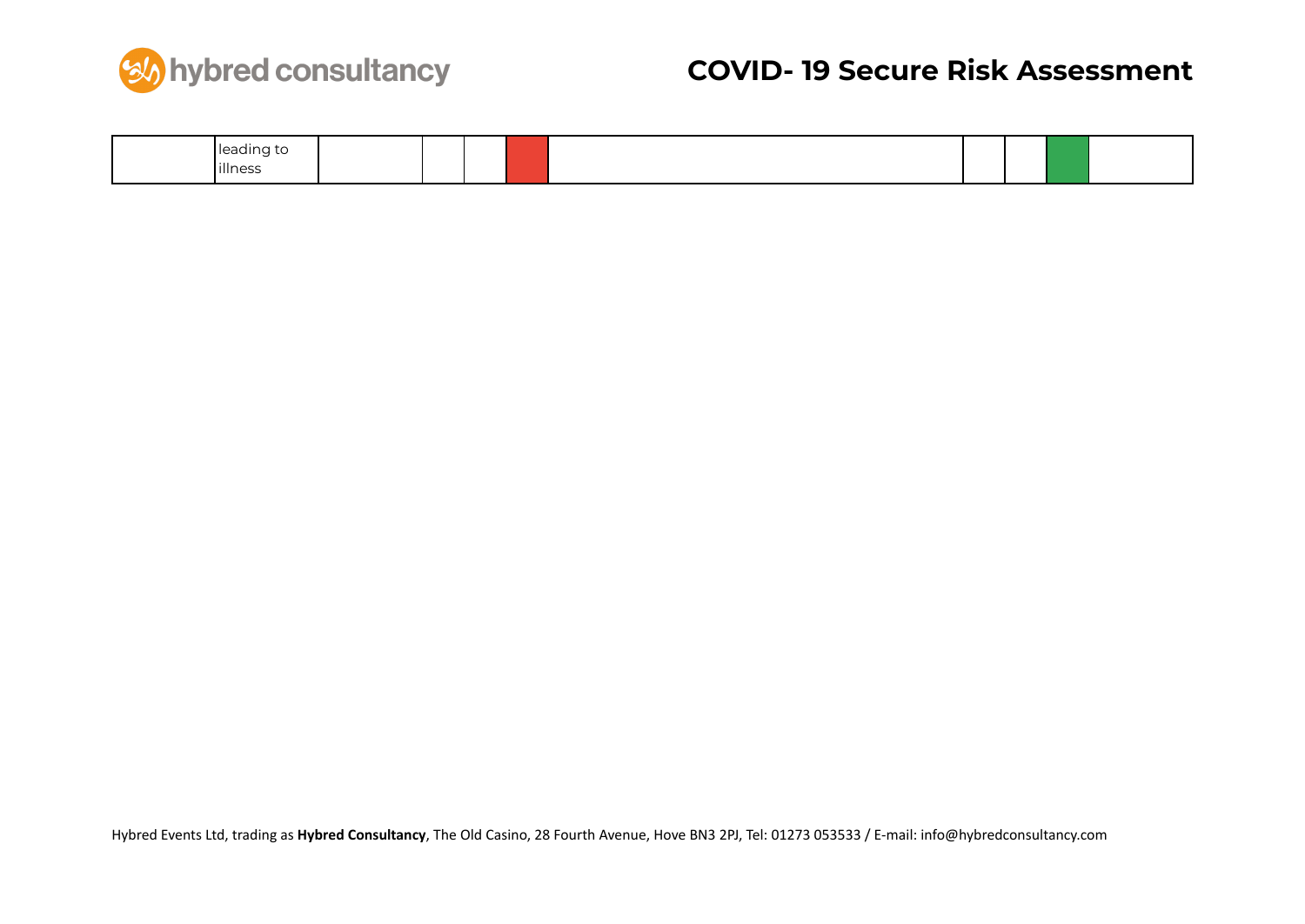|  |  |  |  |  |  |  |  |  |  |  |
|---|---|---|---|---|---|---|---|---|---|---|
|  | leading to illness |  |  |  |  |  |  |  |  |  |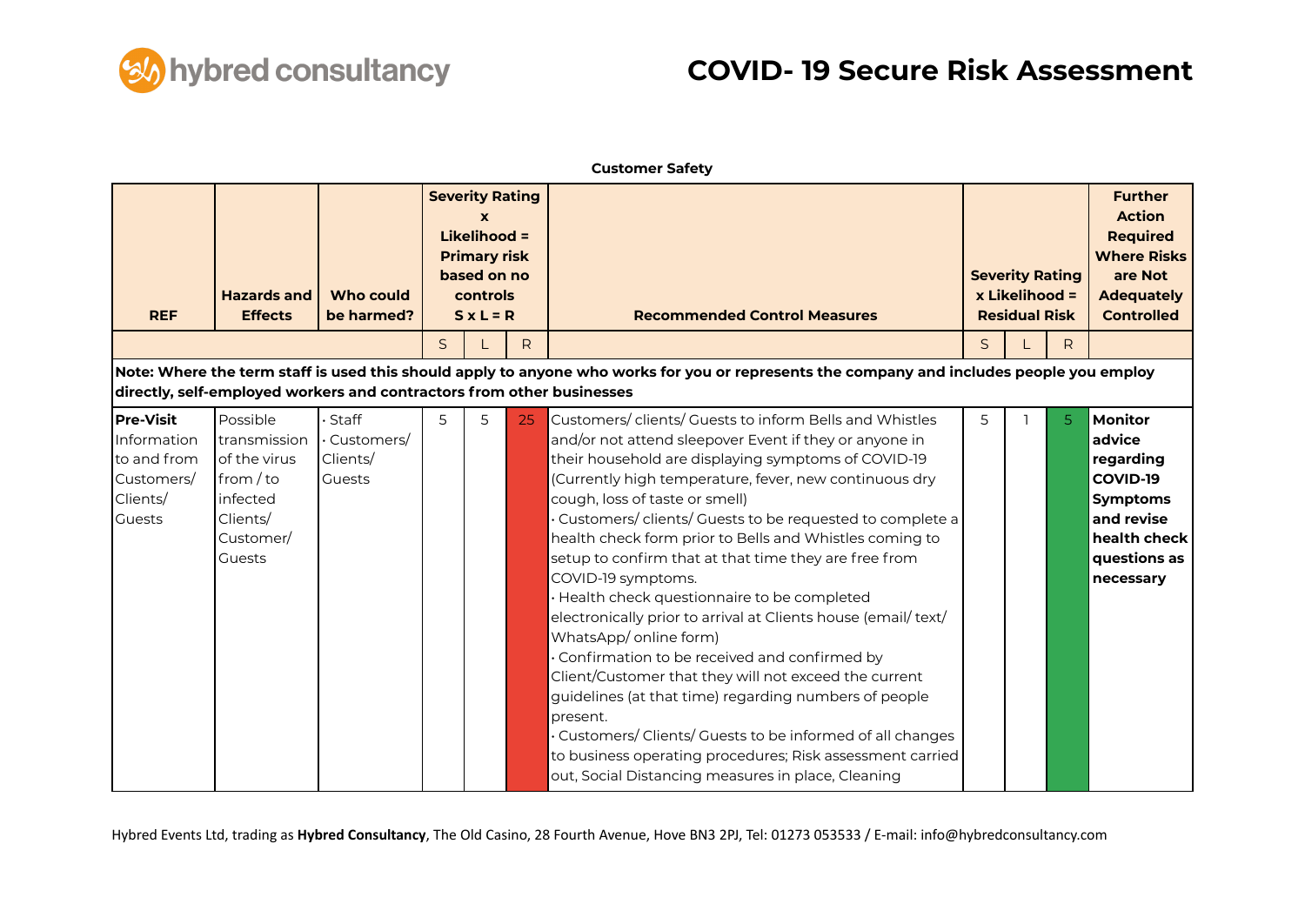# COVID- 19 Secure Risk Assessment

**Customer Safety**

| REF | Hazards and Effects | Who could be harmed? | Severity Rating x Likelihood = Primary risk based on no controls S x L = R | | | Recommended Control Measures | Severity Rating x Likelihood = Residual Risk | | | Further Action Required Where Risks are Not Adequately Controlled |
|---|---|---|---|---|---|---|---|---|---|---|
| | | | S | L | R | | S | L | R | |
| **Note: Where the term staff is used this should apply to anyone who works for you or represents the company and includes people you employ directly, self-employed workers and contractors from other businesses** | | | | | | | | | | |
| **Pre-Visit** Information to and from Customers/ Clients/ Guests | Possible transmission of the virus from / to infected Clients/ Customer/ Guests | · Staff<br>· Customers/ Clients/ Guests | 5 | 5 | 25 | Customers/ clients/ Guests to inform Bells and Whistles and/or not attend sleepover Event if they or anyone in their household are displaying symptoms of COVID-19 (Currently high temperature, fever, new continuous dry cough, loss of taste or smell)<br>· Customers/ clients/ Guests to be requested to complete a health check form prior to Bells and Whistles coming to setup to confirm that at that time they are free from COVID-19 symptoms.<br>· Health check questionnaire to be completed electronically prior to arrival at Clients house (email/ text/ WhatsApp/ online form)<br>· Confirmation to be received and confirmed by Client/Customer that they will not exceed the current guidelines (at that time) regarding numbers of people present.<br>· Customers/ Clients/ Guests to be informed of all changes to business operating procedures; Risk assessment carried out, Social Distancing measures in place, Cleaning | 5 | 1 | 5 | **Monitor advice regarding COVID-19 Symptoms and revise health check questions as necessary** |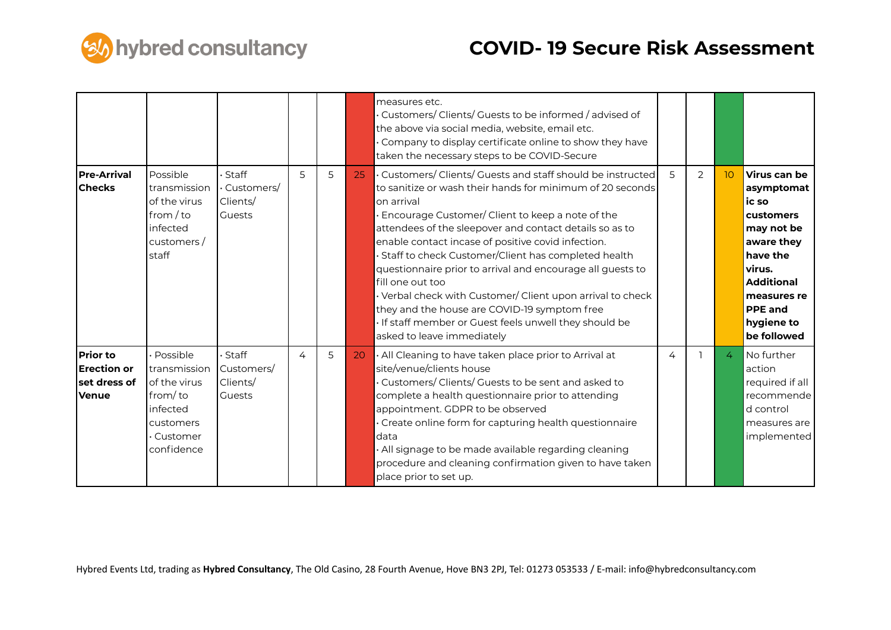# COVID- 19 Secure Risk Assessment

| | | | | | | | | | | |
|---|---|---|---|---|---|---|---|---|---|---|
| | | | | | | measures etc.<br>· Customers/ Clients/ Guests to be informed / advised of the above via social media, website, email etc.<br>· Company to display certificate online to show they have taken the necessary steps to be COVID-Secure | | | | |
| **Pre-Arrival Checks** | Possible transmission of the virus from / to infected customers / staff | · Staff<br>· Customers/ Clients/ Guests | 5 | 5 | 25 | · Customers/ Clients/ Guests and staff should be instructed to sanitize or wash their hands for minimum of 20 seconds on arrival<br>· Encourage Customer/ Client to keep a note of the attendees of the sleepover and contact details so as to enable contact incase of positive covid infection.<br>· Staff to check Customer/Client has completed health questionnaire prior to arrival and encourage all guests to fill one out too<br>· Verbal check with Customer/ Client upon arrival to check they and the house are COVID-19 symptom free<br>· If staff member or Guest feels unwell they should be asked to leave immediately | 5 | 2 | 10 | **Virus can be asymptomatic so customers may not be aware they have the virus. Additional measures re PPE and hygiene to be followed** |
| **Prior to Erection or set dress of Venue** | · Possible transmission of the virus from/ to infected customers<br>· Customer confidence | · Staff Customers/ Clients/ Guests | 4 | 5 | 20 | · All Cleaning to have taken place prior to Arrival at site/venue/clients house<br>· Customers/ Clients/ Guests to be sent and asked to complete a health questionnaire prior to attending appointment. GDPR to be observed<br>· Create online form for capturing health questionnaire data<br>· All signage to be made available regarding cleaning procedure and cleaning confirmation given to have taken place prior to set up. | 4 | 1 | 4 | No further action required if all recommended control measures are implemented |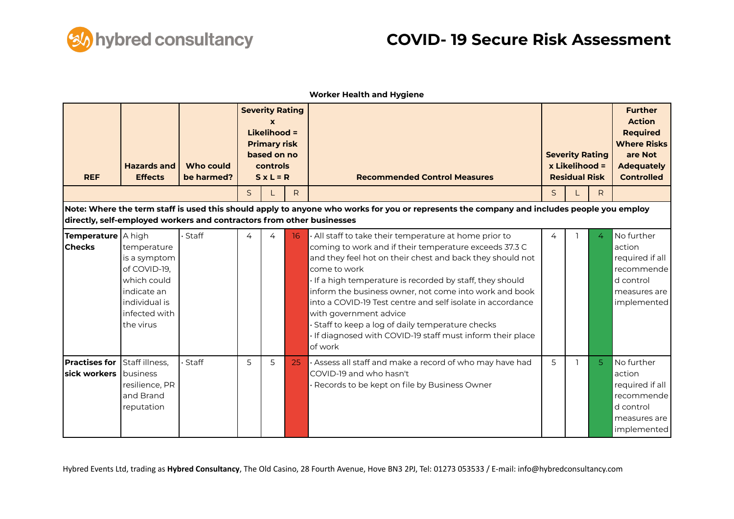# COVID- 19 Secure Risk Assessment

**Worker Health and Hygiene**

| REF | Hazards and Effects | Who could be harmed? | Severity Rating x Likelihood = Primary risk based on no controls S x L = R | | | Recommended Control Measures | Severity Rating x Likelihood = Residual Risk | | | Further Action Required Where Risks are Not Adequately Controlled |
|---|---|---|---|---|---|---|---|---|---|---|
| | | | S | L | R | | S | L | R | |
| **Note: Where the term staff is used this should apply to anyone who works for you or represents the company and includes people you employ directly, self-employed workers and contractors from other businesses** | | | | | | | | | | |
| **Temperature Checks** | A high temperature is a symptom of COVID-19, which could indicate an individual is infected with the virus | · Staff | 4 | 4 | 16 | · All staff to take their temperature at home prior to coming to work and if their temperature exceeds 37.3 C and they feel hot on their chest and back they should not come to work<br>· If a high temperature is recorded by staff, they should inform the business owner, not come into work and book into a COVID-19 Test centre and self isolate in accordance with government advice<br>· Staff to keep a log of daily temperature checks<br>· If diagnosed with COVID-19 staff must inform their place of work | 4 | 1 | 4 | No further action required if all recommended control measures are implemented |
| **Practises for sick workers** | Staff illness, business resilience, PR and Brand reputation | · Staff | 5 | 5 | 25 | · Assess all staff and make a record of who may have had COVID-19 and who hasn't<br>· Records to be kept on file by Business Owner | 5 | 1 | 5 | No further action required if all recommended control measures are implemented |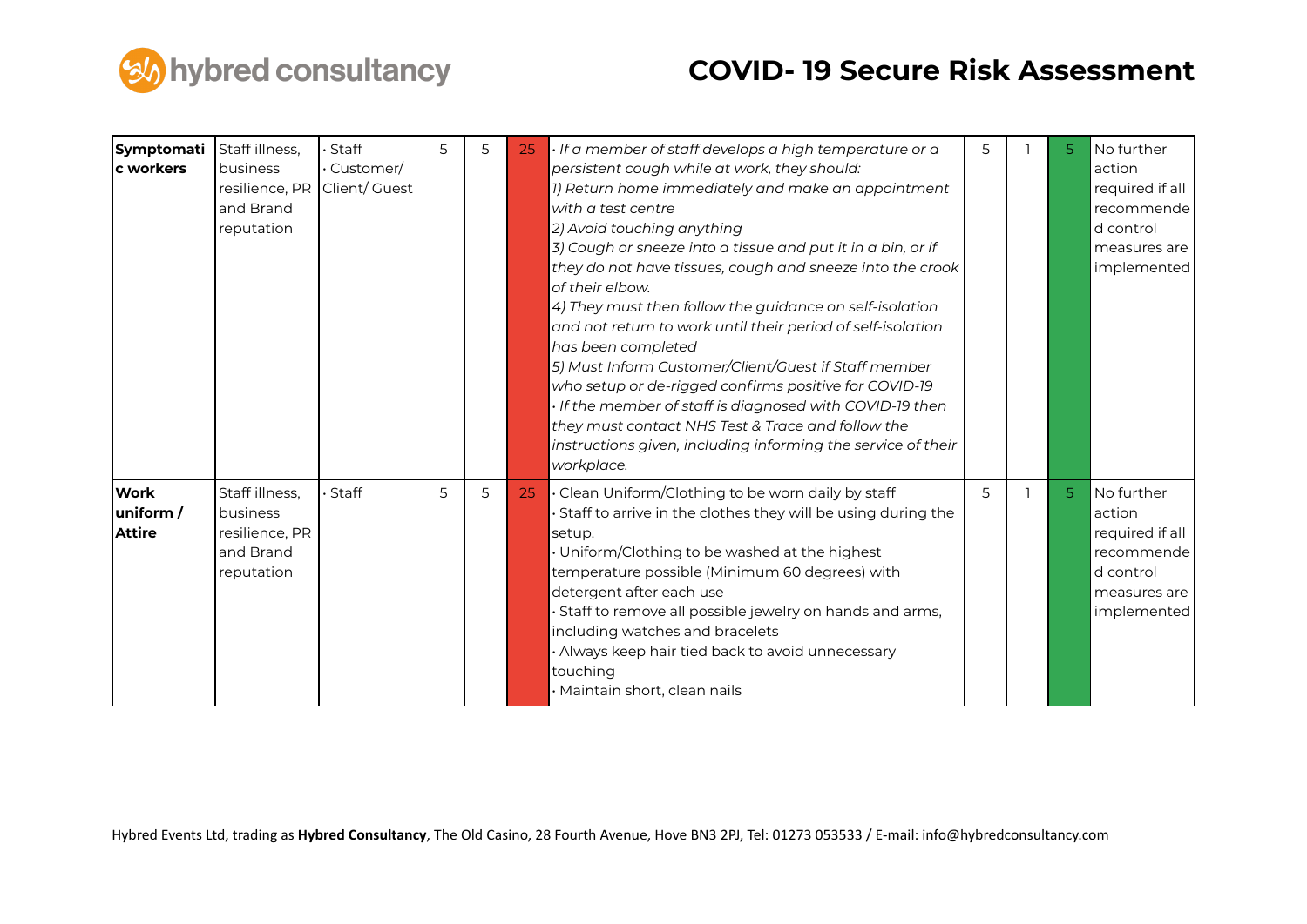| | | | | | | | | | | |
|---|---|---|---|---|---|---|---|---|---|---|
| **Symptomatic workers** | Staff illness, business resilience, PR and Brand reputation | · Staff<br>· Customer/ Client/ Guest | 5 | 5 | 25 | *· If a member of staff develops a high temperature or a persistent cough while at work, they should:*<br>*1) Return home immediately and make an appointment with a test centre*<br>*2) Avoid touching anything*<br>*3) Cough or sneeze into a tissue and put it in a bin, or if they do not have tissues, cough and sneeze into the crook of their elbow.*<br>*4) They must then follow the guidance on self-isolation and not return to work until their period of self-isolation has been completed*<br>*5) Must Inform Customer/Client/Guest if Staff member who setup or de-rigged confirms positive for COVID-19*<br>*· If the member of staff is diagnosed with COVID-19 then they must contact NHS Test & Trace and follow the instructions given, including informing the service of their workplace.* | 5 | 1 | 5 | No further action required if all recommended control measures are implemented |
| **Work uniform / Attire** | Staff illness, business resilience, PR and Brand reputation | · Staff | 5 | 5 | 25 | · Clean Uniform/Clothing to be worn daily by staff<br>· Staff to arrive in the clothes they will be using during the setup.<br>· Uniform/Clothing to be washed at the highest temperature possible (Minimum 60 degrees) with detergent after each use<br>· Staff to remove all possible jewelry on hands and arms, including watches and bracelets<br>· Always keep hair tied back to avoid unnecessary touching<br>· Maintain short, clean nails | 5 | 1 | 5 | No further action required if all recommended control measures are implemented |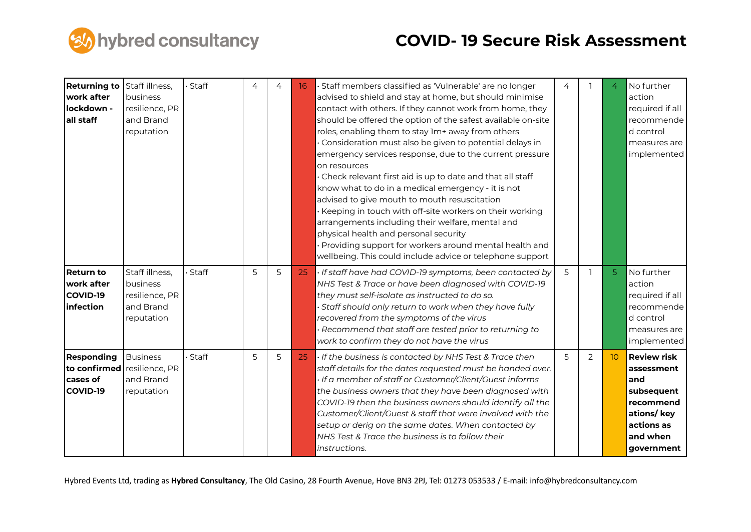# COVID- 19 Secure Risk Assessment

| **Returning to work after lockdown - all staff** | Staff illness, business resilience, PR and Brand reputation | · Staff | 4 | 4 | 16 | · Staff members classified as 'Vulnerable' are no longer advised to shield and stay at home, but should minimise contact with others. If they cannot work from home, they should be offered the option of the safest available on-site roles, enabling them to stay 1m+ away from others<br>· Consideration must also be given to potential delays in emergency services response, due to the current pressure on resources<br>· Check relevant first aid is up to date and that all staff know what to do in a medical emergency - it is not advised to give mouth to mouth resuscitation<br>· Keeping in touch with off-site workers on their working arrangements including their welfare, mental and physical health and personal security<br>· Providing support for workers around mental health and wellbeing. This could include advice or telephone support | 4 | 1 | 4 | No further action required if all recommended control measures are implemented |
|---|---|---|---|---|---|---|---|---|---|---|
| **Return to work after COVID-19 infection** | Staff illness, business resilience, PR and Brand reputation | · Staff | 5 | 5 | 25 | *· If staff have had COVID-19 symptoms, been contacted by NHS Test & Trace or have been diagnosed with COVID-19 they must self-isolate as instructed to do so.*<br>*· Staff should only return to work when they have fully recovered from the symptoms of the virus*<br>*· Recommend that staff are tested prior to returning to work to confirm they do not have the virus* | 5 | 1 | 5 | No further action required if all recommended control measures are implemented |
| **Responding to confirmed cases of COVID-19** | Business resilience, PR and Brand reputation | · Staff | 5 | 5 | 25 | *· If the business is contacted by NHS Test & Trace then staff details for the dates requested must be handed over.*<br>*· If a member of staff or Customer/Client/Guest informs the business owners that they have been diagnosed with COVID-19 then the business owners should identify all the Customer/Client/Guest & staff that were involved with the setup or derig on the same dates. When contacted by NHS Test & Trace the business is to follow their instructions.* | 5 | 2 | 10 | **Review risk assessment and subsequent recommendations/ key actions as and when government** |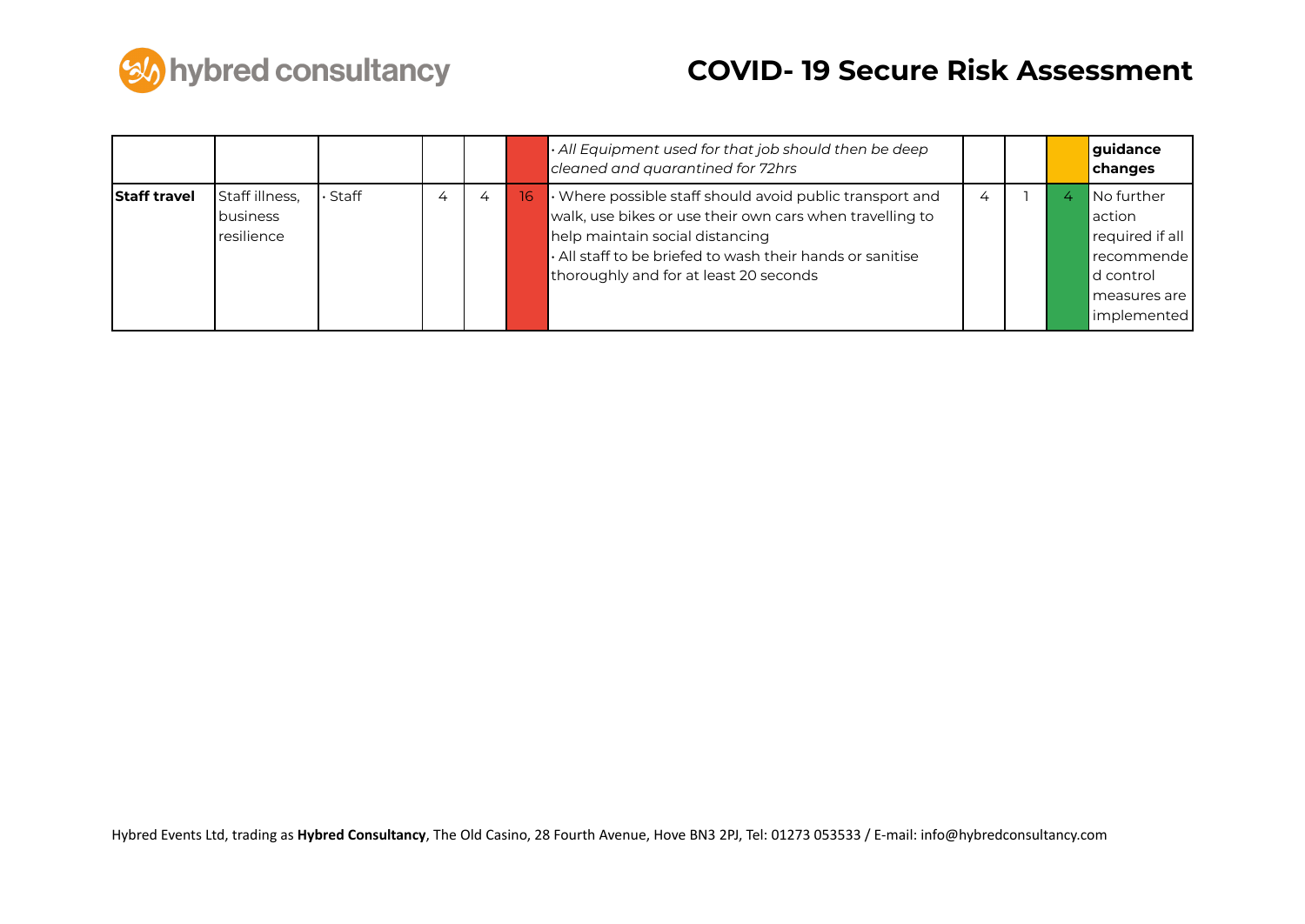| | | | | | | | | | | |
|---|---|---|---|---|---|---|---|---|---|---|
| | | | | | | *· All Equipment used for that job should then be deep cleaned and quarantined for 72hrs* | | | | **guidance changes** |
| **Staff travel** | Staff illness, business resilience | · Staff | 4 | 4 | 16 | · Where possible staff should avoid public transport and walk, use bikes or use their own cars when travelling to help maintain social distancing<br>· All staff to be briefed to wash their hands or sanitise thoroughly and for at least 20 seconds | 4 | 1 | 4 | No further action required if all recommended control measures are implemented |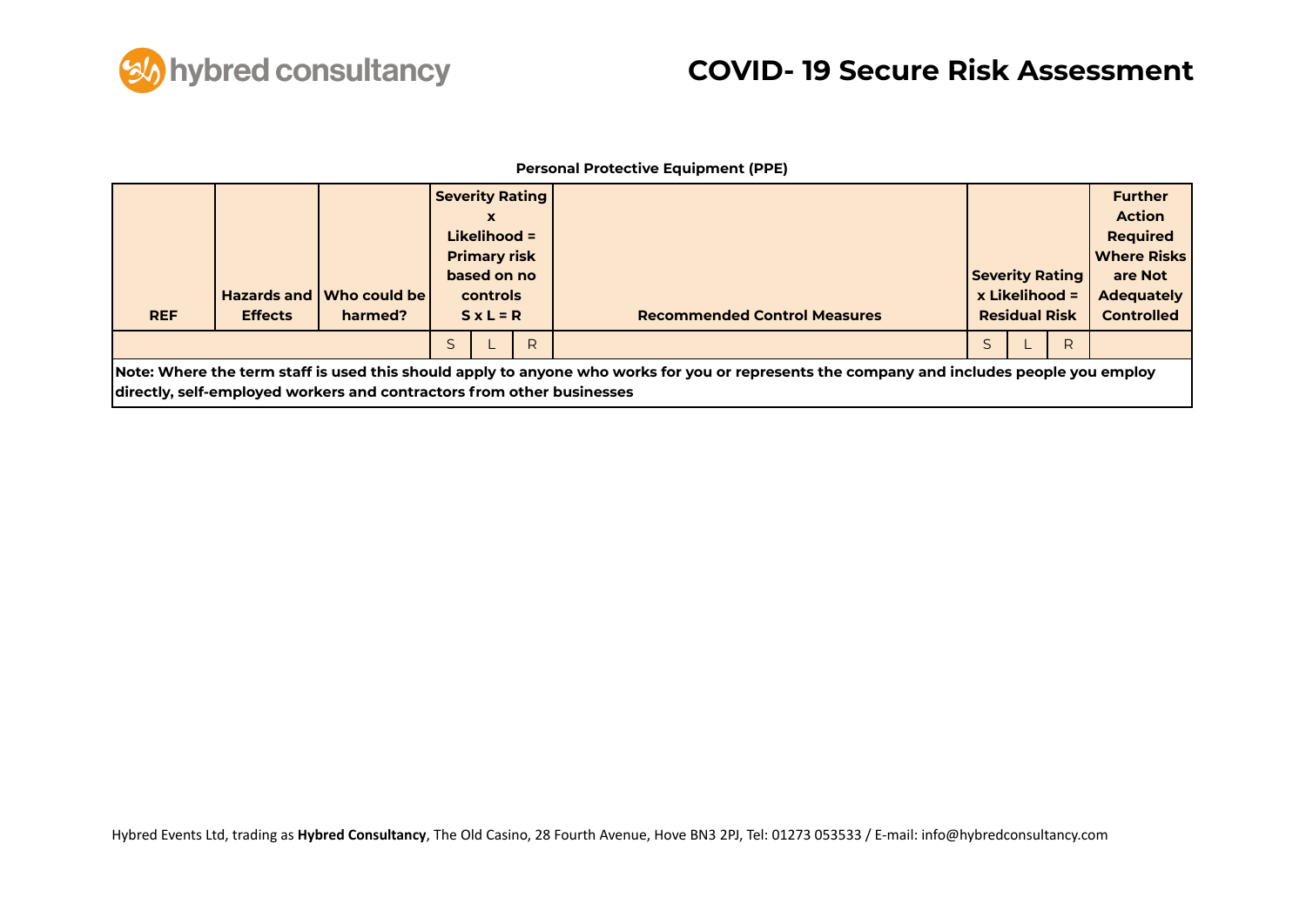**Personal Protective Equipment (PPE)**

| REF | Hazards and Effects | Who could be harmed? | Severity Rating x Likelihood = Primary risk based on no controls S x L = R | | | Recommended Control Measures | Severity Rating x Likelihood = Residual Risk | | | Further Action Required Where Risks are Not Adequately Controlled |
|---|---|---|---|---|---|---|---|---|---|---|
| | | | S | L | R | | S | L | R | |
| **Note: Where the term staff is used this should apply to anyone who works for you or represents the company and includes people you employ directly, self-employed workers and contractors from other businesses** | | | | | | | | | | |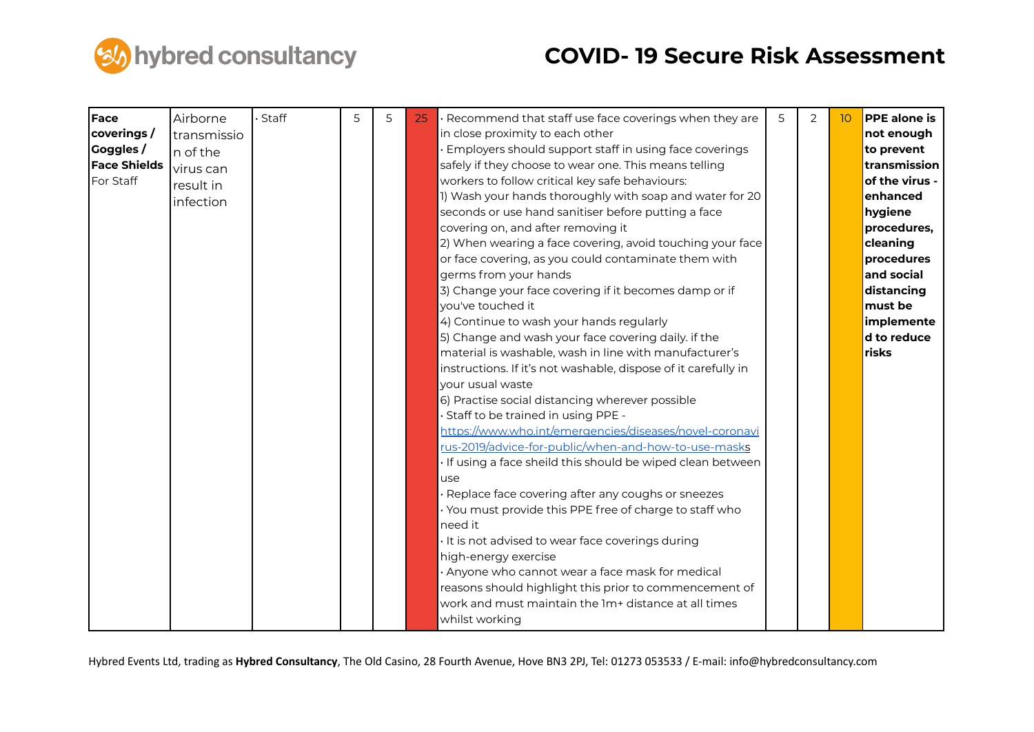# COVID- 19 Secure Risk Assessment

| | | | | | | | | | | |
|---|---|---|---|---|---|---|---|---|---|---|
| **Face coverings / Goggles / Face Shields** For Staff | Airborne transmission of the virus can result in infection | · Staff | 5 | 5 | 25 | · Recommend that staff use face coverings when they are in close proximity to each other<br>· Employers should support staff in using face coverings safely if they choose to wear one. This means telling workers to follow critical key safe behaviours:<br>1) Wash your hands thoroughly with soap and water for 20 seconds or use hand sanitiser before putting a face covering on, and after removing it<br>2) When wearing a face covering, avoid touching your face or face covering, as you could contaminate them with germs from your hands<br>3) Change your face covering if it becomes damp or if you've touched it<br>4) Continue to wash your hands regularly<br>5) Change and wash your face covering daily. if the material is washable, wash in line with manufacturer's instructions. If it's not washable, dispose of it carefully in your usual waste<br>6) Practise social distancing wherever possible<br>· Staff to be trained in using PPE - https://www.who.int/emergencies/diseases/novel-coronavirus-2019/advice-for-public/when-and-how-to-use-masks<br>· If using a face sheild this should be wiped clean between use<br>· Replace face covering after any coughs or sneezes<br>· You must provide this PPE free of charge to staff who need it<br>· It is not advised to wear face coverings during high-energy exercise<br>· Anyone who cannot wear a face mask for medical reasons should highlight this prior to commencement of work and must maintain the 1m+ distance at all times whilst working | 5 | 2 | 10 | **PPE alone is not enough to prevent transmission of the virus - enhanced hygiene procedures, cleaning procedures and social distancing must be implemented to reduce risks** |

Hybred Events Ltd, trading as **Hybred Consultancy**, The Old Casino, 28 Fourth Avenue, Hove BN3 2PJ, Tel: 01273 053533 / E-mail: info@hybredconsultancy.com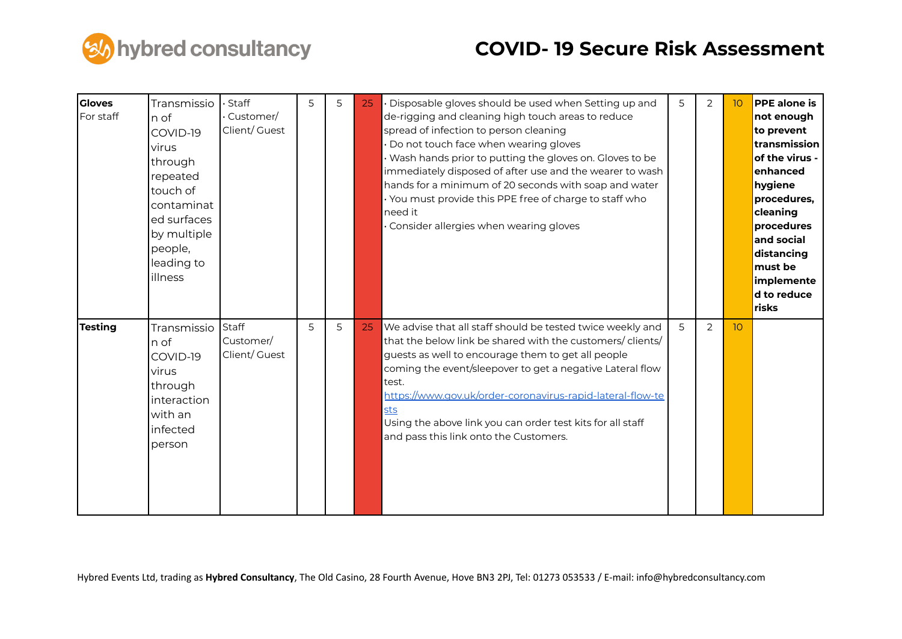| | | | | | | | | | | |
|---|---|---|---|---|---|---|---|---|---|---|
| **Gloves** For staff | Transmission of COVID-19 virus through repeated touch of contaminated surfaces by multiple people, leading to illness | · Staff · Customer/ Client/ Guest | 5 | 5 | 25 | · Disposable gloves should be used when Setting up and de-rigging and cleaning high touch areas to reduce spread of infection to person cleaning · Do not touch face when wearing gloves · Wash hands prior to putting the gloves on. Gloves to be immediately disposed of after use and the wearer to wash hands for a minimum of 20 seconds with soap and water · You must provide this PPE free of charge to staff who need it · Consider allergies when wearing gloves | 5 | 2 | 10 | **PPE alone is not enough to prevent transmission of the virus - enhanced hygiene procedures, cleaning procedures and social distancing must be implemented to reduce risks** |
| **Testing** | Transmission of COVID-19 virus through interaction with an infected person | Staff Customer/ Client/ Guest | 5 | 5 | 25 | We advise that all staff should be tested twice weekly and that the below link be shared with the customers/ clients/ guests as well to encourage them to get all people coming the event/sleepover to get a negative Lateral flow test. [https://www.gov.uk/order-coronavirus-rapid-lateral-flow-tests](https://www.gov.uk/order-coronavirus-rapid-lateral-flow-tests) Using the above link you can order test kits for all staff and pass this link onto the Customers. | 5 | 2 | 10 | |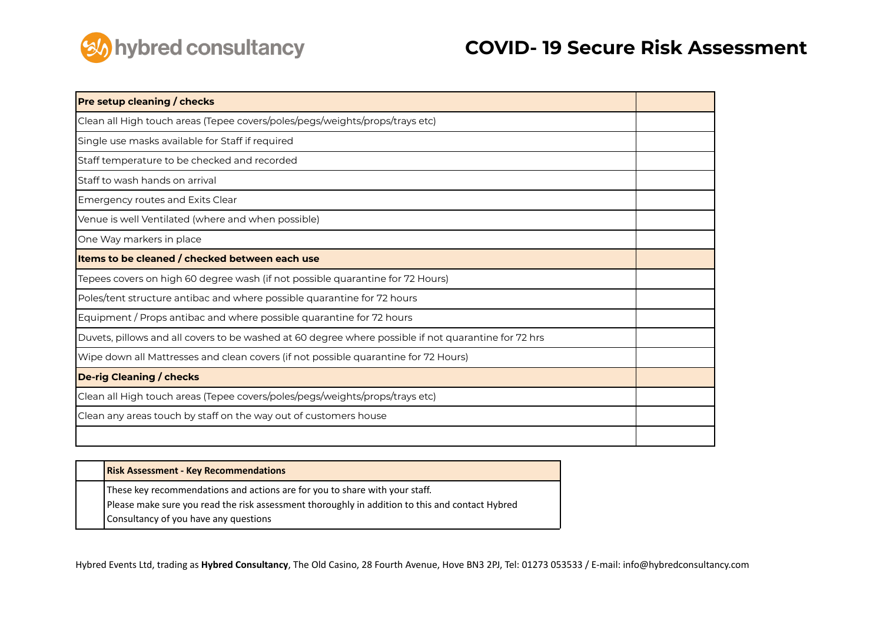# COVID- 19 Secure Risk Assessment

| **Pre setup cleaning / checks** | |
|---|---|
| Clean all High touch areas (Tepee covers/poles/pegs/weights/props/trays etc) | |
| Single use masks available for Staff if required | |
| Staff temperature to be checked and recorded | |
| Staff to wash hands on arrival | |
| Emergency routes and Exits Clear | |
| Venue is well Ventilated (where and when possible) | |
| One Way markers in place | |
| **Items to be cleaned / checked between each use** | |
| Tepees covers on high 60 degree wash (if not possible quarantine for 72 Hours) | |
| Poles/tent structure antibac and where possible quarantine for 72 hours | |
| Equipment / Props antibac and where possible quarantine for 72 hours | |
| Duvets, pillows and all covers to be washed at 60 degree where possible if not quarantine for 72 hrs | |
| Wipe down all Mattresses and clean covers (if not possible quarantine for 72 Hours) | |
| **De-rig Cleaning / checks** | |
| Clean all High touch areas (Tepee covers/poles/pegs/weights/props/trays etc) | |
| Clean any areas touch by staff on the way out of customers house | |
| | |

| | **Risk Assessment - Key Recommendations** |
|---|---|
| | These key recommendations and actions are for you to share with your staff.<br>Please make sure you read the risk assessment thoroughly in addition to this and contact Hybred Consultancy of you have any questions |

Hybred Events Ltd, trading as **Hybred Consultancy**, The Old Casino, 28 Fourth Avenue, Hove BN3 2PJ, Tel: 01273 053533 / E-mail: info@hybredconsultancy.com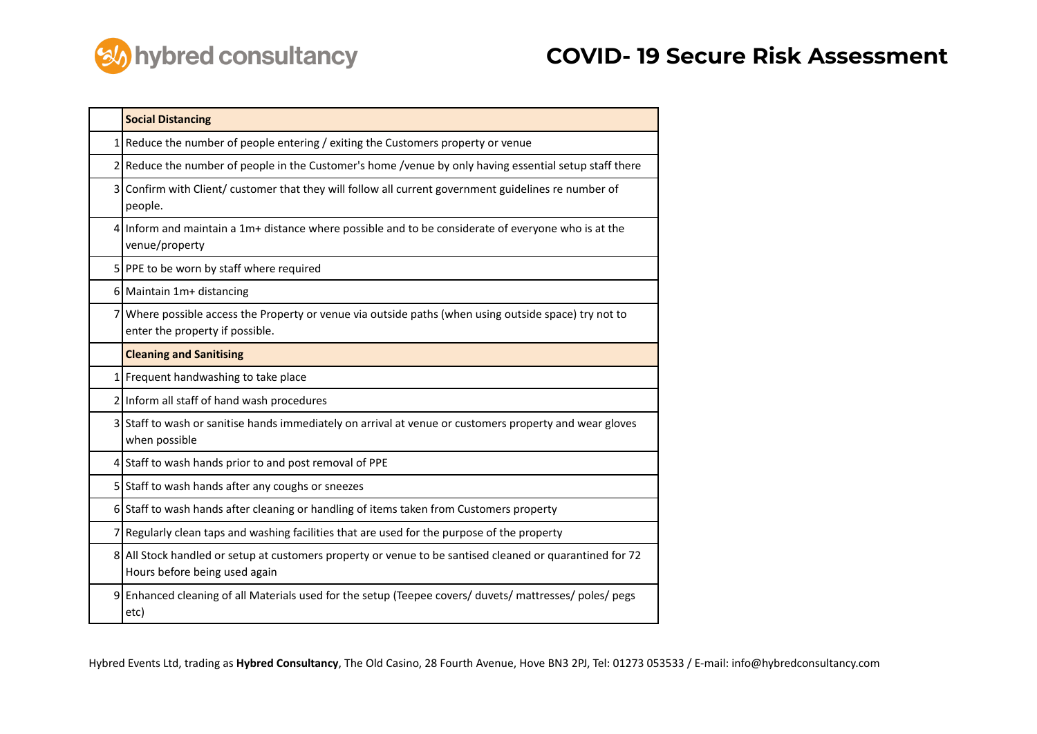# COVID- 19 Secure Risk Assessment

| | Social Distancing |
|---|---|
| 1 | Reduce the number of people entering / exiting the Customers property or venue |
| 2 | Reduce the number of people in the Customer's home /venue by only having essential setup staff there |
| 3 | Confirm with Client/ customer that they will follow all current government guidelines re number of people. |
| 4 | Inform and maintain a 1m+ distance where possible and to be considerate of everyone who is at the venue/property |
| 5 | PPE to be worn by staff where required |
| 6 | Maintain 1m+ distancing |
| 7 | Where possible access the Property or venue via outside paths (when using outside space) try not to enter the property if possible. |
| | **Cleaning and Sanitising** |
| 1 | Frequent handwashing to take place |
| 2 | Inform all staff of hand wash procedures |
| 3 | Staff to wash or sanitise hands immediately on arrival at venue or customers property and wear gloves when possible |
| 4 | Staff to wash hands prior to and post removal of PPE |
| 5 | Staff to wash hands after any coughs or sneezes |
| 6 | Staff to wash hands after cleaning or handling of items taken from Customers property |
| 7 | Regularly clean taps and washing facilities that are used for the purpose of the property |
| 8 | All Stock handled or setup at customers property or venue to be santised cleaned or quarantined for 72 Hours before being used again |
| 9 | Enhanced cleaning of all Materials used for the setup (Teepee covers/ duvets/ mattresses/ poles/ pegs etc) |

Hybred Events Ltd, trading as **Hybred Consultancy**, The Old Casino, 28 Fourth Avenue, Hove BN3 2PJ, Tel: 01273 053533 / E-mail: info@hybredconsultancy.com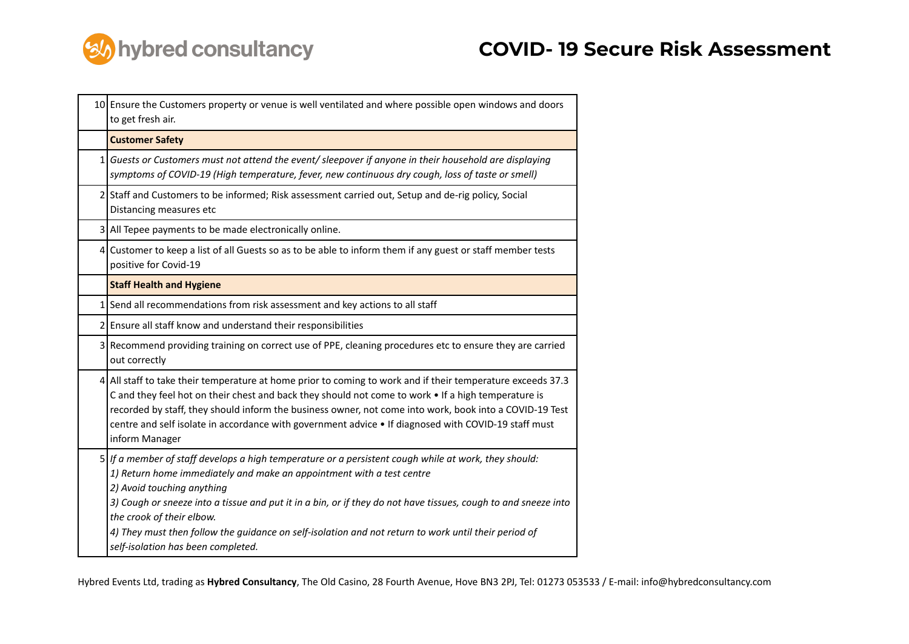| | |
|---|---|
| 10 | Ensure the Customers property or venue is well ventilated and where possible open windows and doors to get fresh air. |
| | **Customer Safety** |
| 1 | *Guests or Customers must not attend the event/ sleepover if anyone in their household are displaying symptoms of COVID-19 (High temperature, fever, new continuous dry cough, loss of taste or smell)* |
| 2 | Staff and Customers to be informed; Risk assessment carried out, Setup and de-rig policy, Social Distancing measures etc |
| 3 | All Tepee payments to be made electronically online. |
| 4 | Customer to keep a list of all Guests so as to be able to inform them if any guest or staff member tests positive for Covid-19 |
| | **Staff Health and Hygiene** |
| 1 | Send all recommendations from risk assessment and key actions to all staff |
| 2 | Ensure all staff know and understand their responsibilities |
| 3 | Recommend providing training on correct use of PPE, cleaning procedures etc to ensure they are carried out correctly |
| 4 | All staff to take their temperature at home prior to coming to work and if their temperature exceeds 37.3 C and they feel hot on their chest and back they should not come to work • If a high temperature is recorded by staff, they should inform the business owner, not come into work, book into a COVID-19 Test centre and self isolate in accordance with government advice • If diagnosed with COVID-19 staff must inform Manager |
| 5 | *If a member of staff develops a high temperature or a persistent cough while at work, they should:*<br>*1) Return home immediately and make an appointment with a test centre*<br>*2) Avoid touching anything*<br>*3) Cough or sneeze into a tissue and put it in a bin, or if they do not have tissues, cough to and sneeze into the crook of their elbow.*<br>*4) They must then follow the guidance on self-isolation and not return to work until their period of self-isolation has been completed.* |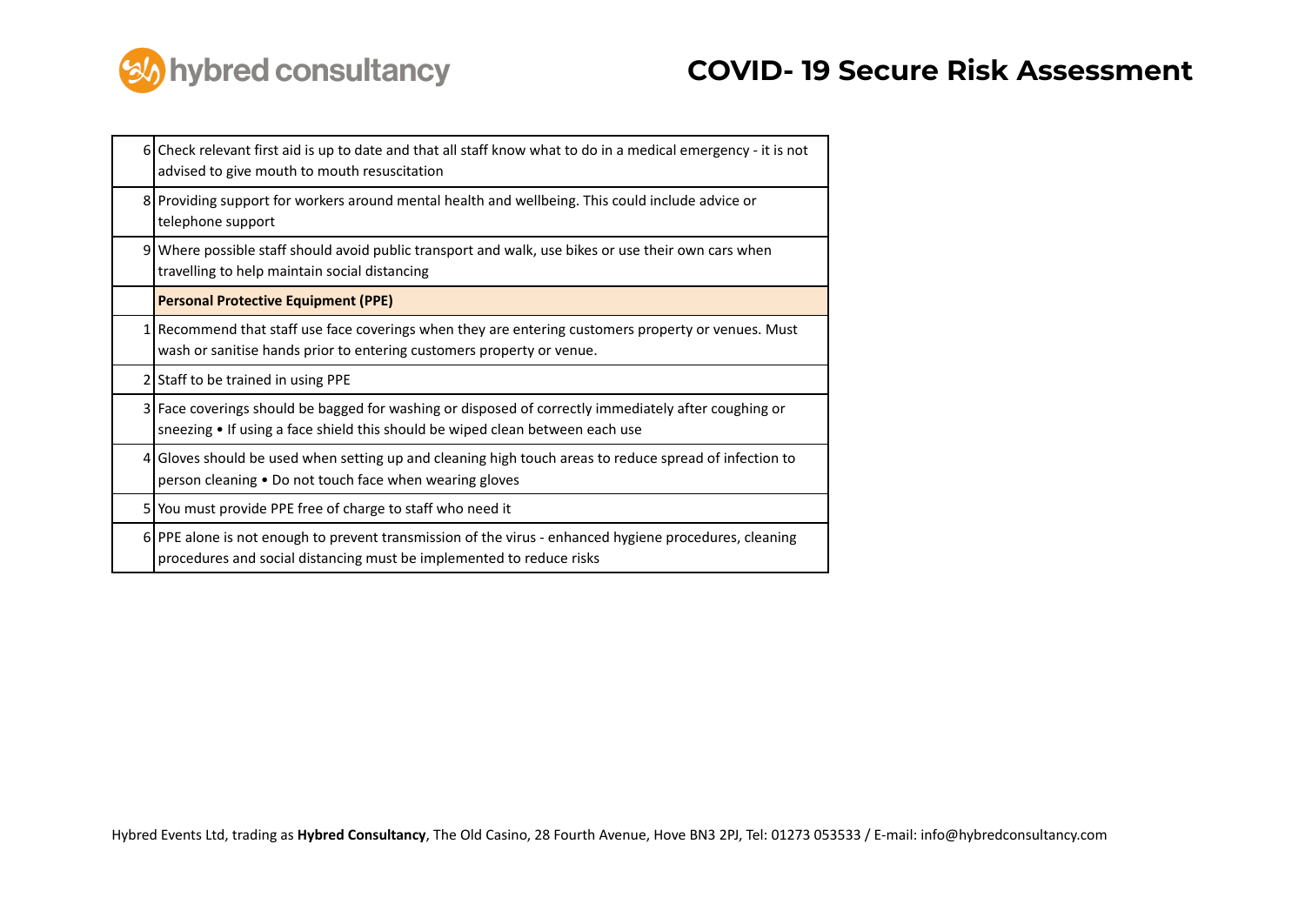| | |
|---|---|
| 6 | Check relevant first aid is up to date and that all staff know what to do in a medical emergency - it is not advised to give mouth to mouth resuscitation |
| 8 | Providing support for workers around mental health and wellbeing. This could include advice or telephone support |
| 9 | Where possible staff should avoid public transport and walk, use bikes or use their own cars when travelling to help maintain social distancing |
| | **Personal Protective Equipment (PPE)** |
| 1 | Recommend that staff use face coverings when they are entering customers property or venues. Must wash or sanitise hands prior to entering customers property or venue. |
| 2 | Staff to be trained in using PPE |
| 3 | Face coverings should be bagged for washing or disposed of correctly immediately after coughing or sneezing • If using a face shield this should be wiped clean between each use |
| 4 | Gloves should be used when setting up and cleaning high touch areas to reduce spread of infection to person cleaning • Do not touch face when wearing gloves |
| 5 | You must provide PPE free of charge to staff who need it |
| 6 | PPE alone is not enough to prevent transmission of the virus - enhanced hygiene procedures, cleaning procedures and social distancing must be implemented to reduce risks |